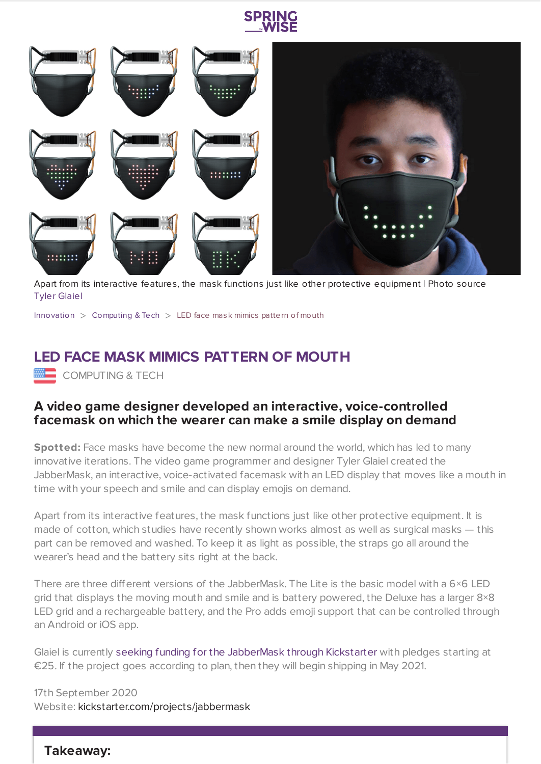Apart from its interactive features, the mask functions just like other protective equipment | Photo source Tyler Glaiel

Innovation > Computing & Tech > LED face mask mimics pattern of mouth

# LED FACE MASK MIMICS PATTERN OF MOUTH

COMPUTING & TECH

## A video game designer developed an interactive, voice-controlled facemask on which the wearer can make a smile display on demand

**Spotted:** Face masks have become the new normal around the world, which has led to many innovative iterations. The video game programmer and designer Tyler Glaiel created the JabberMask, an interactive, voice-activated facemask with an LED display that moves like a mouth in time with your speech and smile and can display emojis on demand.

Apart from its interactive features, the mask functions just like other protective equipment. It is made of cotton, which studies have recently shown works almost as well as surgical masks — this part can be removed and washed. To keep it as light as possible, the straps go all around the wearer's head and the battery sits right at the back.

There are three different versions of the JabberMask. The Lite is the basic model with a 6×6 LED grid that displays the moving mouth and smile and is battery powered, the Deluxe has a larger 8×8 LED grid and a rechargeable battery, and the Pro adds emoji support that can be controlled through an Android or iOS app.

Glaiel is currently seeking funding for the JabberMask through Kickstarter with pledges starting at €25. If the project goes according to plan, then they will begin shipping in May 2021.

17th September 2020
Website: kickstarter.com/projects/jabbermask

**Takeaway:**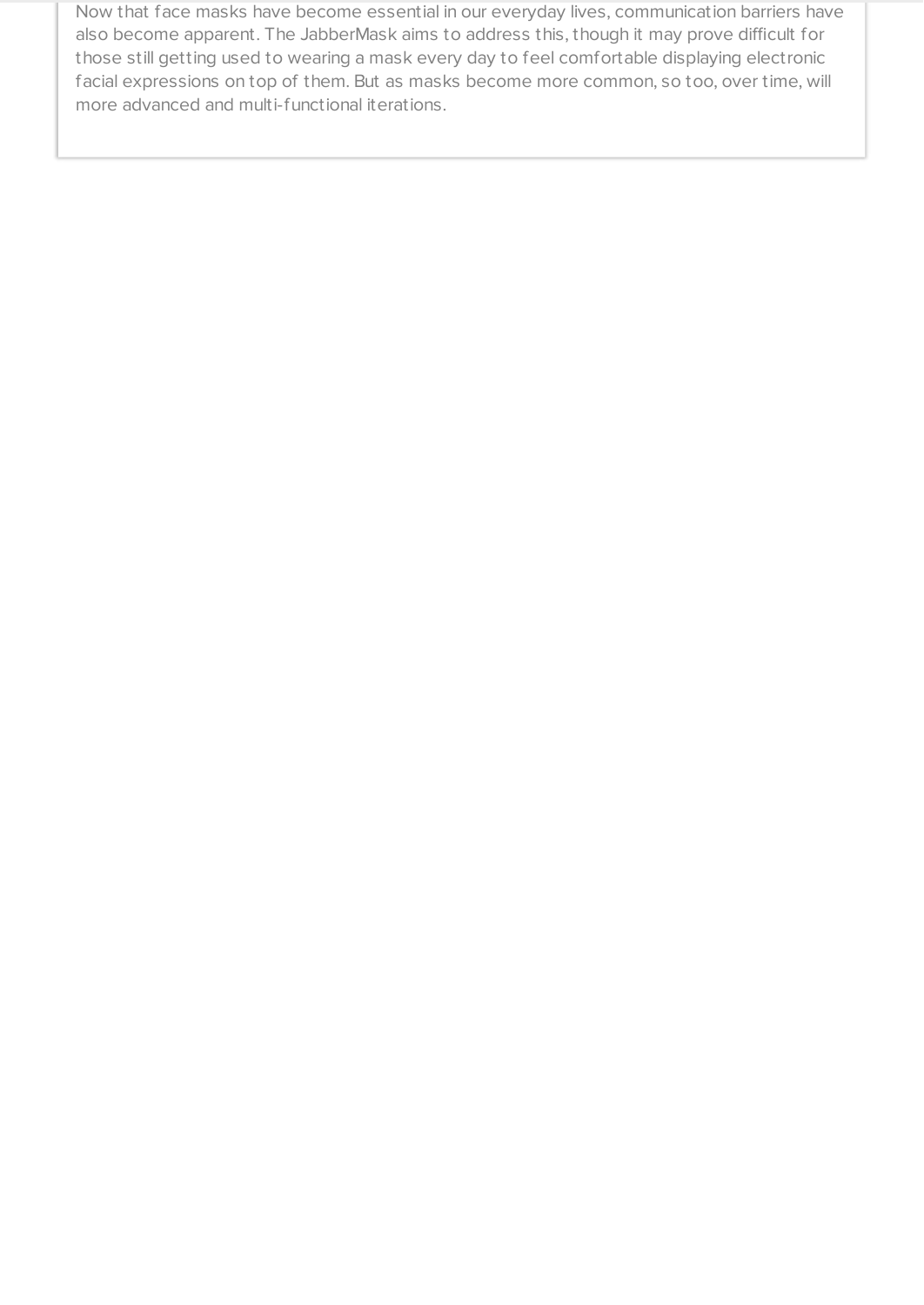Now that face masks have become essential in our everyday lives, communication barriers have also become apparent. The JabberMask aims to address this, though it may prove difficult for those still getting used to wearing a mask every day to feel comfortable displaying electronic facial expressions on top of them. But as masks become more common, so too, over time, will more advanced and multi-functional iterations.